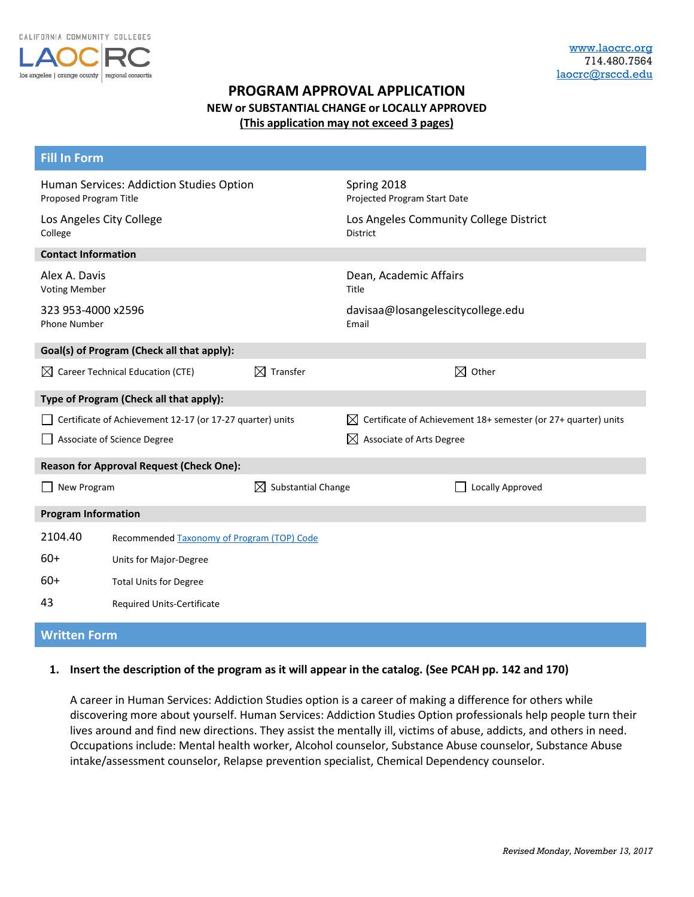CALIFORNIA COMMUNITY COLLEGES
LAOCRC
los angeles | orange county | regional consortia

www.laocrc.org
714.480.7564
laocrc@rsccd.edu

# PROGRAM APPROVAL APPLICATION

**NEW or SUBSTANTIAL CHANGE or LOCALLY APPROVED**

**(This application may not exceed 3 pages)**

## Fill In Form

| | |
|---|---|
| Human Services: Addiction Studies Option<br>Proposed Program Title | Spring 2018<br>Projected Program Start Date |
| Los Angeles City College<br>College | Los Angeles Community College District<br>District |

**Contact Information**

| | |
|---|---|
| Alex A. Davis<br>Voting Member | Dean, Academic Affairs<br>Title |
| 323 953-4000 x2596<br>Phone Number | davisaa@losangelescitycollege.edu<br>Email |

**Goal(s) of Program (Check all that apply):**

☒ Career Technical Education (CTE) ☒ Transfer ☒ Other

**Type of Program (Check all that apply):**

☐ Certificate of Achievement 12-17 (or 17-27 quarter) units
☒ Certificate of Achievement 18+ semester (or 27+ quarter) units
☐ Associate of Science Degree
☒ Associate of Arts Degree

**Reason for Approval Request (Check One):**

☐ New Program ☒ Substantial Change ☐ Locally Approved

**Program Information**

| | |
|---|---|
| 2104.40 | Recommended Taxonomy of Program (TOP) Code |
| 60+ | Units for Major-Degree |
| 60+ | Total Units for Degree |
| 43 | Required Units-Certificate |

## Written Form

1. **Insert the description of the program as it will appear in the catalog. (See PCAH pp. 142 and 170)**

   A career in Human Services: Addiction Studies option is a career of making a difference for others while discovering more about yourself. Human Services: Addiction Studies Option professionals help people turn their lives around and find new directions. They assist the mentally ill, victims of abuse, addicts, and others in need. Occupations include: Mental health worker, Alcohol counselor, Substance Abuse counselor, Substance Abuse intake/assessment counselor, Relapse prevention specialist, Chemical Dependency counselor.

*Revised Monday, November 13, 2017*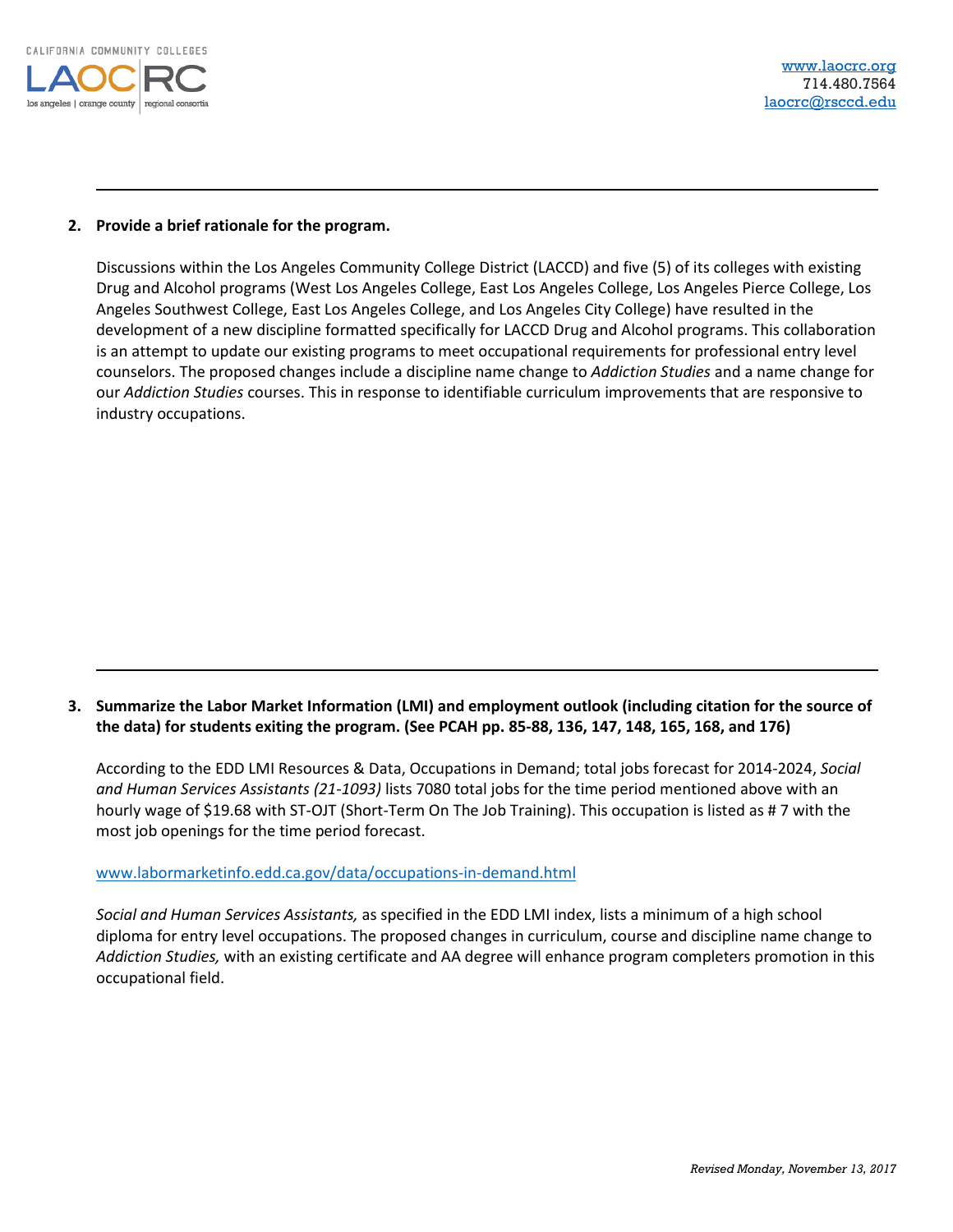**2. Provide a brief rationale for the program.**

Discussions within the Los Angeles Community College District (LACCD) and five (5) of its colleges with existing Drug and Alcohol programs (West Los Angeles College, East Los Angeles College, Los Angeles Pierce College, Los Angeles Southwest College, East Los Angeles College, and Los Angeles City College) have resulted in the development of a new discipline formatted specifically for LACCD Drug and Alcohol programs. This collaboration is an attempt to update our existing programs to meet occupational requirements for professional entry level counselors. The proposed changes include a discipline name change to *Addiction Studies* and a name change for our *Addiction Studies* courses. This in response to identifiable curriculum improvements that are responsive to industry occupations.

---

**3. Summarize the Labor Market Information (LMI) and employment outlook (including citation for the source of the data) for students exiting the program. (See PCAH pp. 85-88, 136, 147, 148, 165, 168, and 176)**

According to the EDD LMI Resources & Data, Occupations in Demand; total jobs forecast for 2014-2024, *Social and Human Services Assistants (21-1093)* lists 7080 total jobs for the time period mentioned above with an hourly wage of $19.68 with ST-OJT (Short-Term On The Job Training). This occupation is listed as # 7 with the most job openings for the time period forecast.

www.labormarketinfo.edd.ca.gov/data/occupations-in-demand.html

*Social and Human Services Assistants,* as specified in the EDD LMI index, lists a minimum of a high school diploma for entry level occupations. The proposed changes in curriculum, course and discipline name change to *Addiction Studies,* with an existing certificate and AA degree will enhance program completers promotion in this occupational field.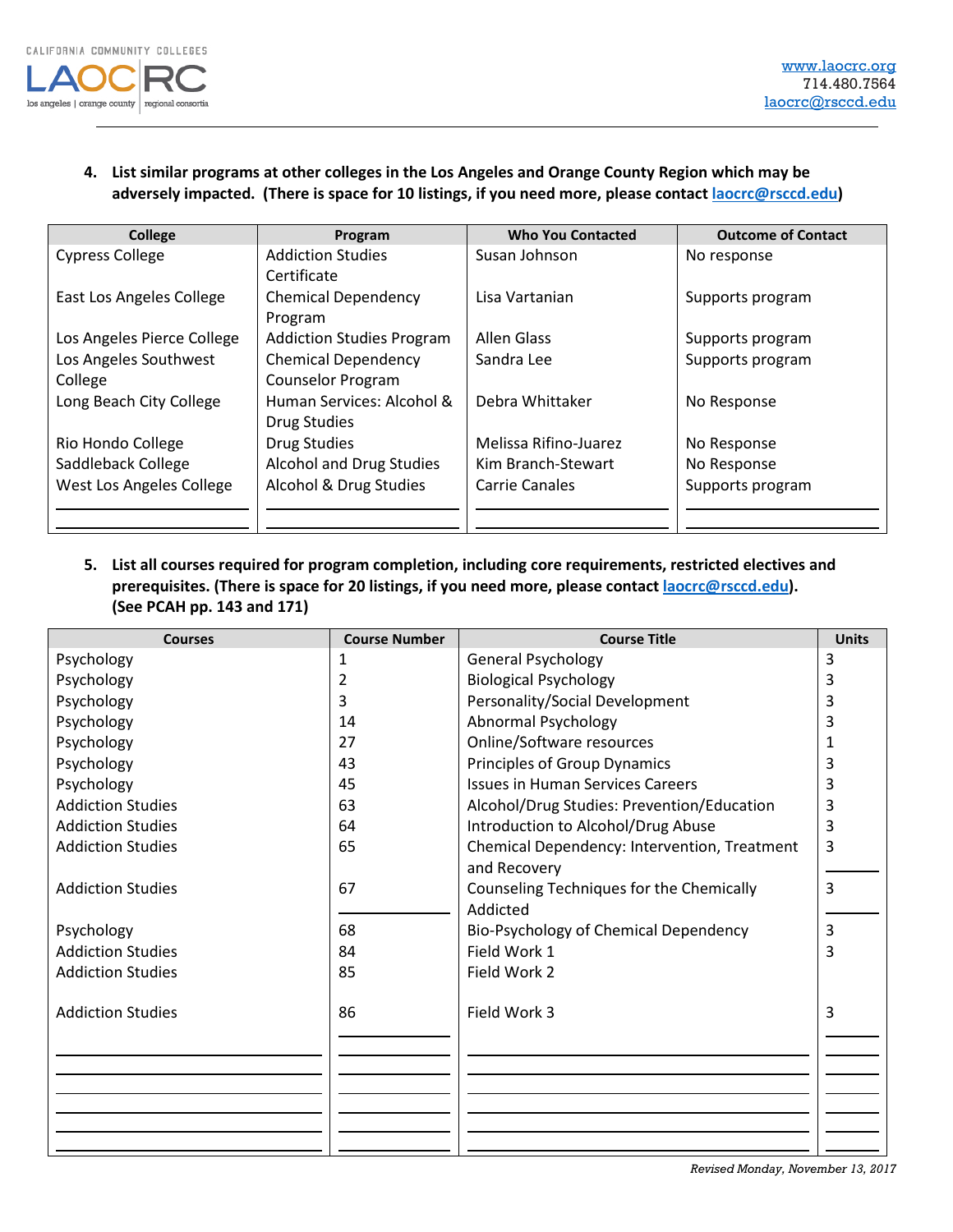4. **List similar programs at other colleges in the Los Angeles and Orange County Region which may be adversely impacted. (There is space for 10 listings, if you need more, please contact laocrc@rsccd.edu)**

| College | Program | Who You Contacted | Outcome of Contact |
|---|---|---|---|
| Cypress College | Addiction Studies Certificate | Susan Johnson | No response |
| East Los Angeles College | Chemical Dependency Program | Lisa Vartanian | Supports program |
| Los Angeles Pierce College | Addiction Studies Program | Allen Glass | Supports program |
| Los Angeles Southwest College | Chemical Dependency Counselor Program | Sandra Lee | Supports program |
| Long Beach City College | Human Services: Alcohol & Drug Studies | Debra Whittaker | No Response |
| Rio Hondo College | Drug Studies | Melissa Rifino-Juarez | No Response |
| Saddleback College | Alcohol and Drug Studies | Kim Branch-Stewart | No Response |
| West Los Angeles College | Alcohol & Drug Studies | Carrie Canales | Supports program |
| | | | |
| | | | |

5. **List all courses required for program completion, including core requirements, restricted electives and prerequisites. (There is space for 20 listings, if you need more, please contact laocrc@rsccd.edu). (See PCAH pp. 143 and 171)**

| Courses | Course Number | Course Title | Units |
|---|---|---|---|
| Psychology | 1 | General Psychology | 3 |
| Psychology | 2 | Biological Psychology | 3 |
| Psychology | 3 | Personality/Social Development | 3 |
| Psychology | 14 | Abnormal Psychology | 3 |
| Psychology | 27 | Online/Software resources | 1 |
| Psychology | 43 | Principles of Group Dynamics | 3 |
| Psychology | 45 | Issues in Human Services Careers | 3 |
| Addiction Studies | 63 | Alcohol/Drug Studies: Prevention/Education | 3 |
| Addiction Studies | 64 | Introduction to Alcohol/Drug Abuse | 3 |
| Addiction Studies | 65 | Chemical Dependency: Intervention, Treatment and Recovery | 3 |
| Addiction Studies | 67 | Counseling Techniques for the Chemically Addicted | 3 |
| Psychology | 68 | Bio-Psychology of Chemical Dependency | 3 |
| Addiction Studies | 84 | Field Work 1 | 3 |
| Addiction Studies | 85 | Field Work 2 | |
| Addiction Studies | 86 | Field Work 3 | 3 |
| | | | |
| | | | |
| | | | |
| | | | |
| | | | |

*Revised Monday, November 13, 2017*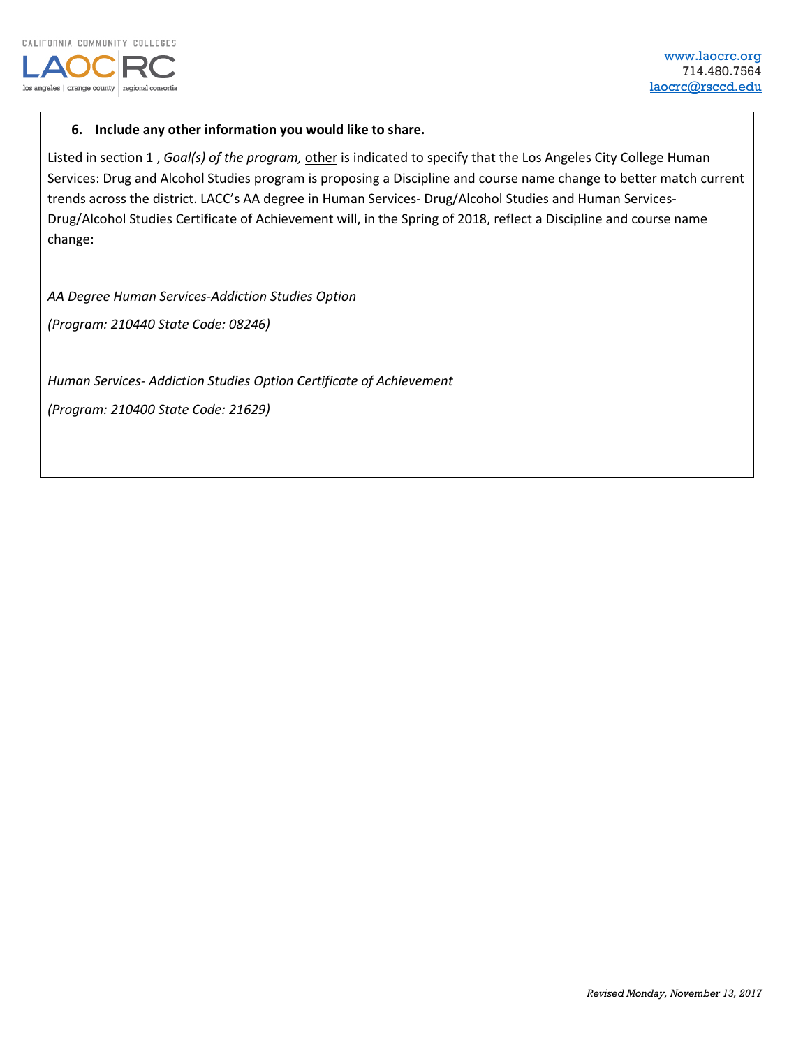**6. Include any other information you would like to share.**

Listed in section 1 , *Goal(s) of the program,* other is indicated to specify that the Los Angeles City College Human Services: Drug and Alcohol Studies program is proposing a Discipline and course name change to better match current trends across the district. LACC's AA degree in Human Services- Drug/Alcohol Studies and Human Services-Drug/Alcohol Studies Certificate of Achievement will, in the Spring of 2018, reflect a Discipline and course name change:

*AA Degree Human Services-Addiction Studies Option*

*(Program: 210440 State Code: 08246)*

*Human Services- Addiction Studies Option Certificate of Achievement*

*(Program: 210400 State Code: 21629)*